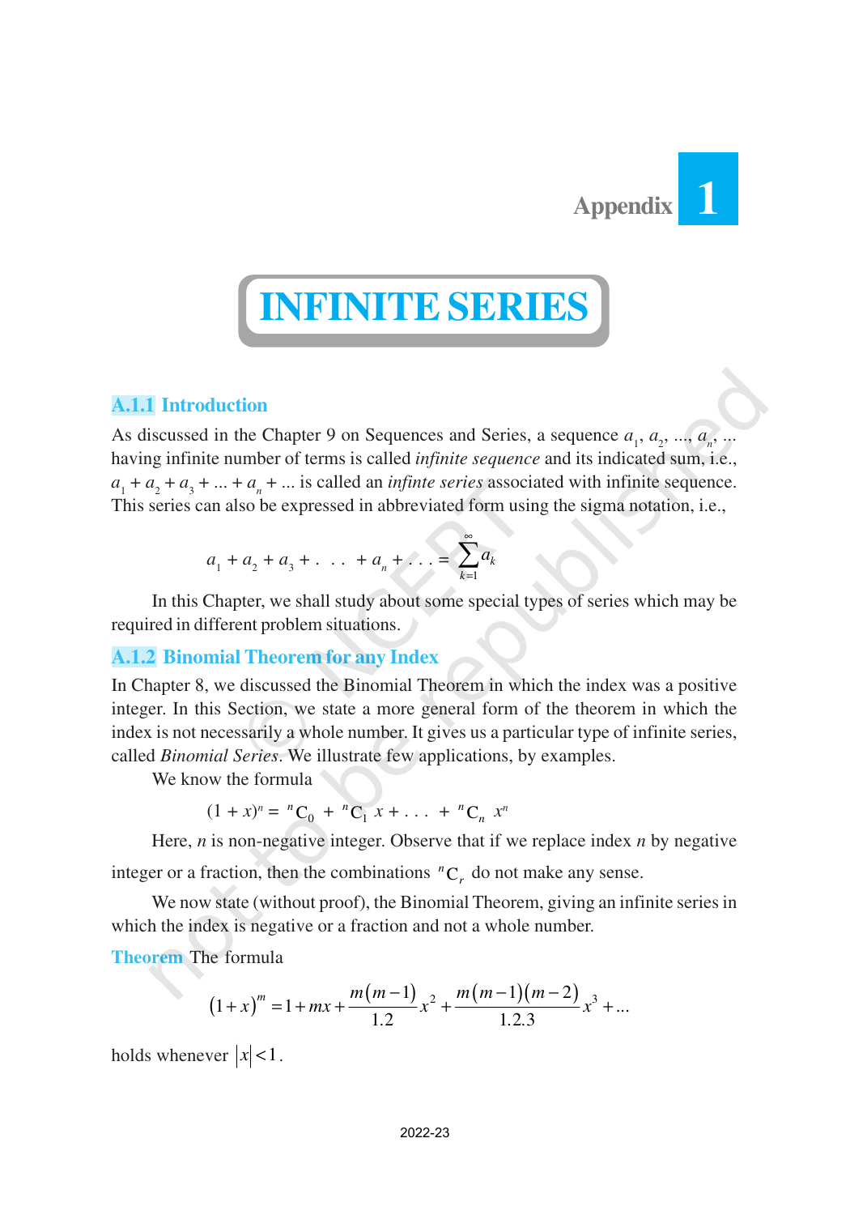# Appendix 1

# INFINITE SERIES

## A.1.1 Introduction

As discussed in the Chapter 9 on Sequences and Series, a sequence $a_1, a_2, ..., a_n, ...$ having infinite number of terms is called *infinite sequence* and its indicated sum, i.e., $a_1 + a_2 + a_3 + ... + a_n + ...$ is called an *infinte series* associated with infinite sequence. This series can also be expressed in abbreviated form using the sigma notation, i.e.,

$$a_1 + a_2 + a_3 + \ . \ . \ . \ + a_n + \ . \ . \ . = \sum_{k=1}^{\infty} a_k$$

In this Chapter, we shall study about some special types of series which may be required in different problem situations.

## A.1.2 Binomial Theorem for any Index

In Chapter 8, we discussed the Binomial Theorem in which the index was a positive integer. In this Section, we state a more general form of the theorem in which the index is not necessarily a whole number. It gives us a particular type of infinite series, called *Binomial Series*. We illustrate few applications, by examples.

We know the formula

$$(1 + x)^n = {}^nC_0 + {}^nC_1 \ x + \ . \ . \ . \ + {}^nC_n \ x^n$$

Here, $n$ is non-negative integer. Observe that if we replace index $n$ by negative integer or a fraction, then the combinations ${}^nC_r$ do not make any sense.

We now state (without proof), the Binomial Theorem, giving an infinite series in which the index is negative or a fraction and not a whole number.

**Theorem** The formula

$$(1+x)^m = 1 + mx + \frac{m(m-1)}{1.2}x^2 + \frac{m(m-1)(m-2)}{1.2.3}x^3 + ...$$

holds whenever $|x| < 1$.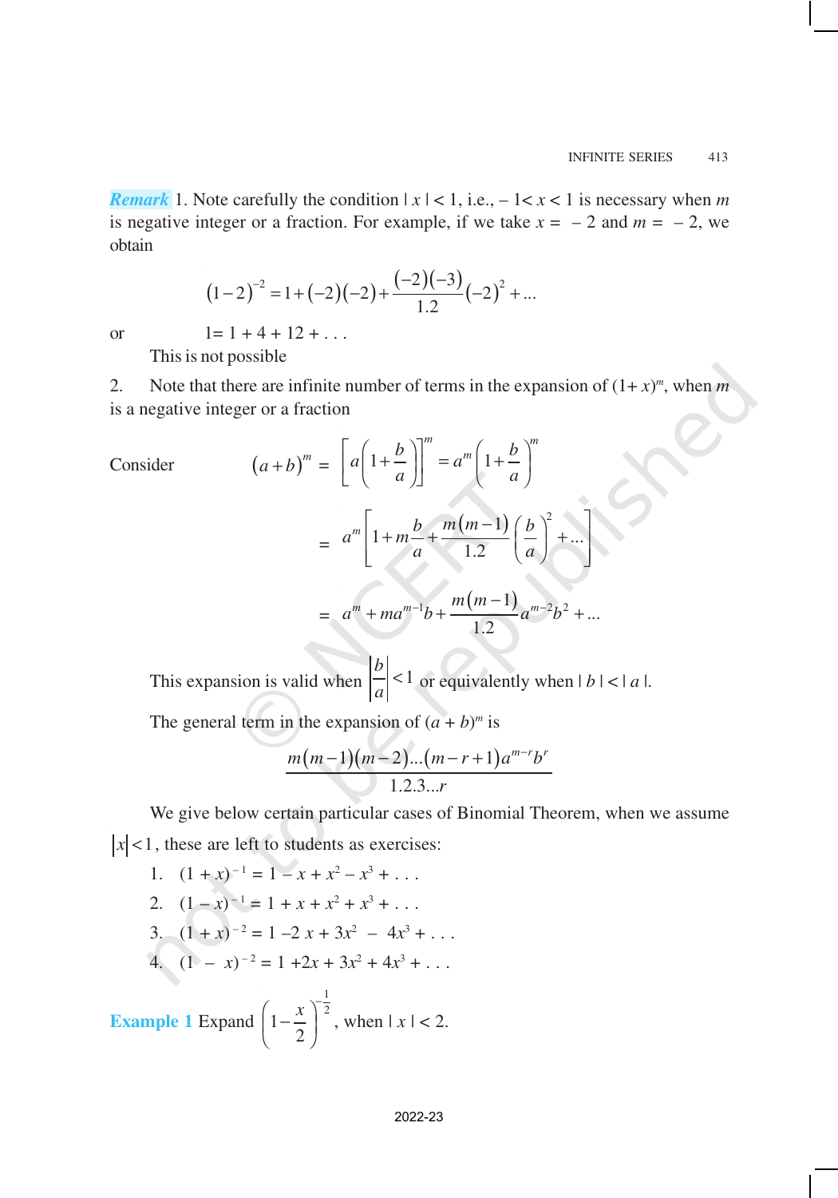***Remark*** 1. Note carefully the condition $|x| < 1$, i.e., $-1 < x < 1$ is necessary when $m$ is negative integer or a fraction. For example, if we take $x = -2$ and $m = -2$, we obtain

$$(1-2)^{-2} = 1 + (-2)(-2) + \frac{(-2)(-3)}{1.2}(-2)^2 + ...$$

or $\quad 1 = 1 + 4 + 12 + \ldots$

This is not possible

2. Note that there are infinite number of terms in the expansion of $(1+x)^m$, when $m$ is a negative integer or a fraction

Consider

$$(a+b)^m = \left[a\left(1+\frac{b}{a}\right)\right]^m = a^m\left(1+\frac{b}{a}\right)^m$$

$$= a^m\left[1 + m\frac{b}{a} + \frac{m(m-1)}{1.2}\left(\frac{b}{a}\right)^2 + ...\right]$$

$$= a^m + ma^{m-1}b + \frac{m(m-1)}{1.2}a^{m-2}b^2 + ...$$

This expansion is valid when $\left|\frac{b}{a}\right| < 1$ or equivalently when $|b| < |a|$.

The general term in the expansion of $(a+b)^m$ is

$$\frac{m(m-1)(m-2)...(m-r+1)a^{m-r}b^r}{1.2.3...r}$$

We give below certain particular cases of Binomial Theorem, when we assume $|x| < 1$, these are left to students as exercises:

1. $(1+x)^{-1} = 1 - x + x^2 - x^3 + \ldots$
2. $(1-x)^{-1} = 1 + x + x^2 + x^3 + \ldots$
3. $(1+x)^{-2} = 1 - 2x + 3x^2 - 4x^3 + \ldots$
4. $(1-x)^{-2} = 1 + 2x + 3x^2 + 4x^3 + \ldots$

**Example 1** Expand $\left(1-\frac{x}{2}\right)^{-\frac{1}{2}}$, when $|x| < 2$.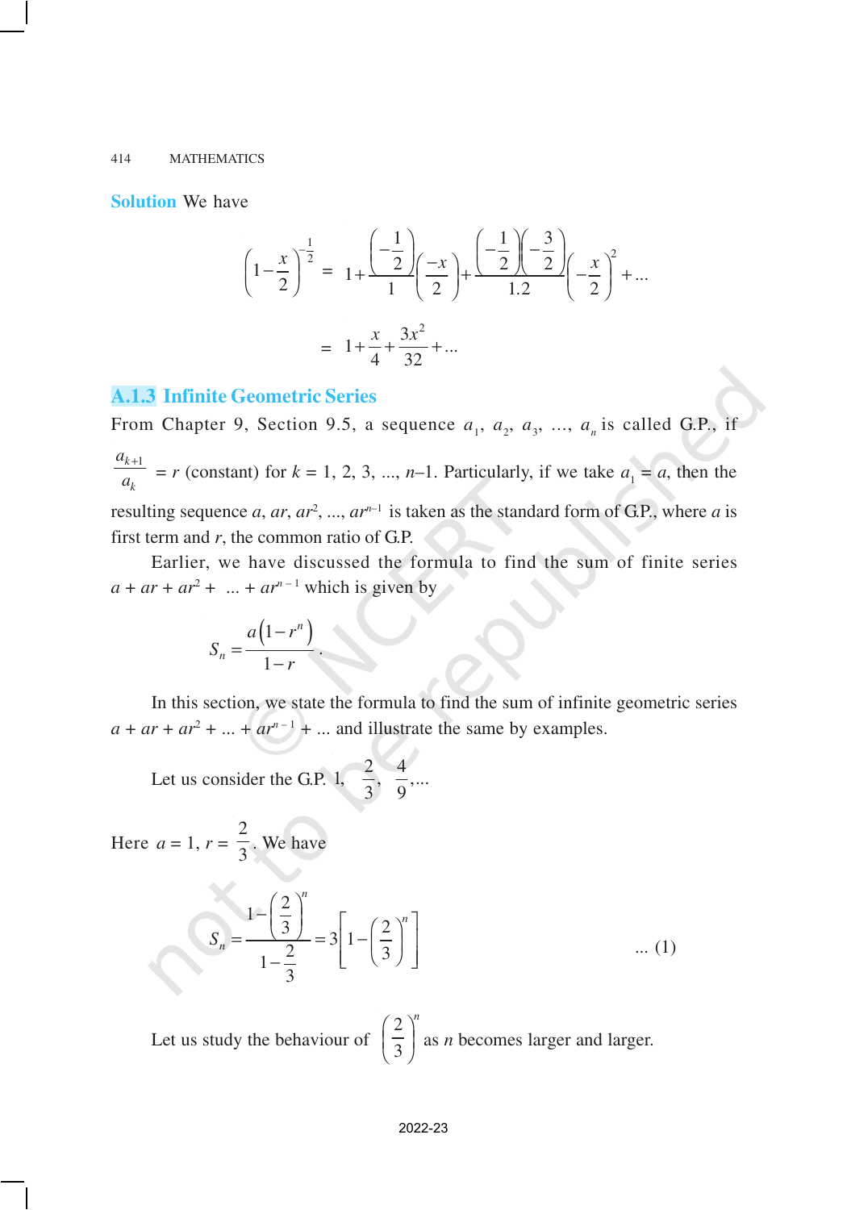**Solution** We have

$$\left(1-\frac{x}{2}\right)^{-\frac{1}{2}} = 1+\frac{\left(-\frac{1}{2}\right)}{1}\left(\frac{-x}{2}\right)+\frac{\left(-\frac{1}{2}\right)\left(-\frac{3}{2}\right)}{1.2}\left(-\frac{x}{2}\right)^2+...$$

$$= 1+\frac{x}{4}+\frac{3x^2}{32}+...$$

### A.1.3 Infinite Geometric Series

From Chapter 9, Section 9.5, a sequence $a_1$, $a_2$, $a_3$, ..., $a_n$ is called G.P., if $\frac{a_{k+1}}{a_k} = r$ (constant) for $k = 1, 2, 3, ..., n–1$. Particularly, if we take $a_1 = a$, then the resulting sequence $a$, $ar$, $ar^2$, ..., $ar^{n-1}$ is taken as the standard form of G.P., where $a$ is first term and $r$, the common ratio of G.P.

Earlier, we have discussed the formula to find the sum of finite series $a + ar + ar^2 + ... + ar^{n-1}$ which is given by

$$S_n = \frac{a\left(1-r^n\right)}{1-r}.$$

In this section, we state the formula to find the sum of infinite geometric series $a + ar + ar^2 + ... + ar^{n-1} + ...$ and illustrate the same by examples.

Let us consider the G.P. $1, \frac{2}{3}, \frac{4}{9},...$

Here $a = 1$, $r = \frac{2}{3}$. We have

$$S_n = \frac{1-\left(\frac{2}{3}\right)^n}{1-\frac{2}{3}} = 3\left[1-\left(\frac{2}{3}\right)^n\right] \quad ... (1)$$

Let us study the behaviour of $\left(\frac{2}{3}\right)^n$ as $n$ becomes larger and larger.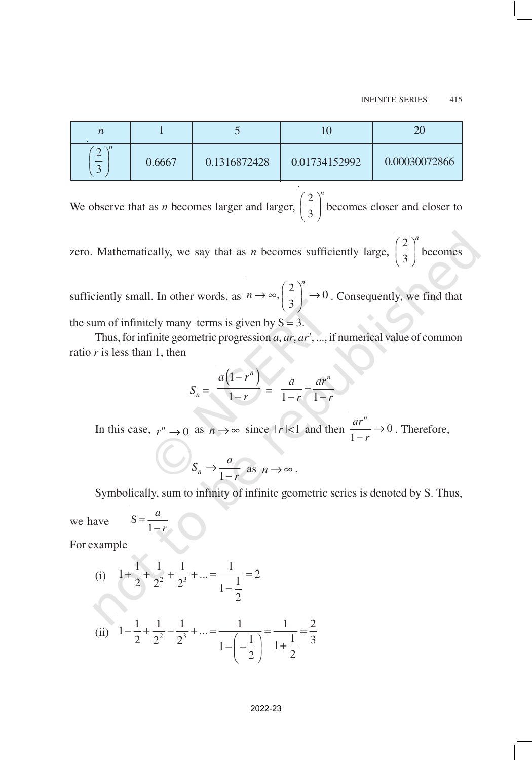| $n$ | 1 | 5 | 10 | 20 |
|---|---|---|---|---|
| $\left(\frac{2}{3}\right)^n$ | 0.6667 | 0.1316872428 | 0.01734152992 | 0.00030072866 |

We observe that as $n$ becomes larger and larger, $\left(\frac{2}{3}\right)^n$ becomes closer and closer to zero. Mathematically, we say that as $n$ becomes sufficiently large, $\left(\frac{2}{3}\right)^n$ becomes sufficiently small. In other words, as $n \to \infty, \left(\frac{2}{3}\right)^n \to 0$. Consequently, we find that the sum of infinitely many terms is given by S = 3.

Thus, for infinite geometric progression $a, ar, ar^2, ...$, if numerical value of common ratio $r$ is less than 1, then

$$S_n = \frac{a\left(1-r^n\right)}{1-r} = \frac{a}{1-r} - \frac{ar^n}{1-r}$$

In this case, $r^n \to 0$ as $n \to \infty$ since $|r| < 1$ and then $\frac{ar^n}{1-r} \to 0$. Therefore,

$$S_n \to \frac{a}{1-r} \text{ as } n \to \infty.$$

Symbolically, sum to infinity of infinite geometric series is denoted by S. Thus, we have $\quad \mathrm{S} = \frac{a}{1-r}$

For example

(i) $1 + \frac{1}{2} + \frac{1}{2^2} + \frac{1}{2^3} + ... = \frac{1}{1-\frac{1}{2}} = 2$

(ii) $1 - \frac{1}{2} + \frac{1}{2^2} - \frac{1}{2^3} + ... = \frac{1}{1-\left(-\frac{1}{2}\right)} = \frac{1}{1+\frac{1}{2}} = \frac{2}{3}$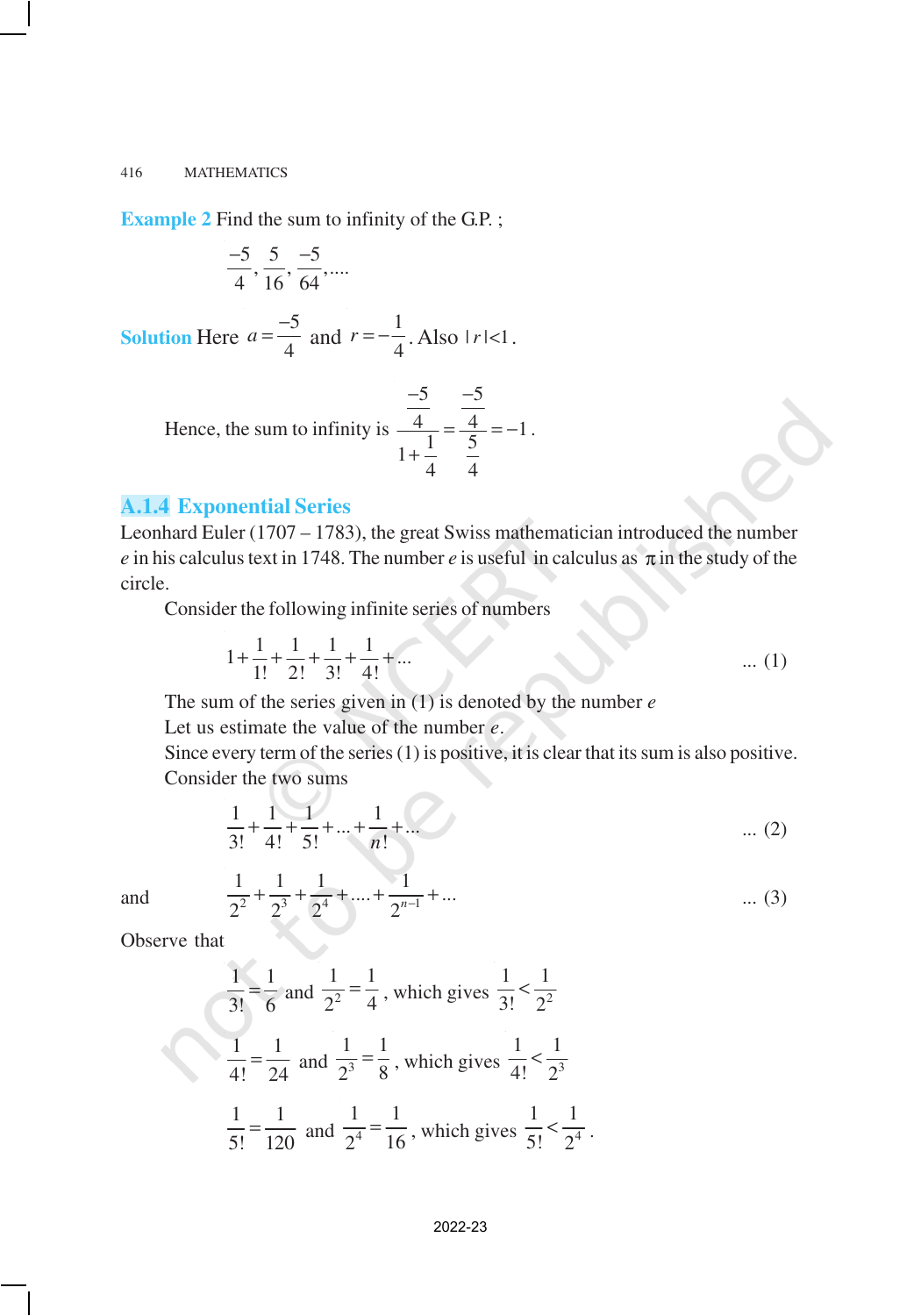**Example 2** Find the sum to infinity of the G.P. ;

$$\frac{-5}{4}, \frac{5}{16}, \frac{-5}{64}, \ldots.$$

**Solution** Here $a = \frac{-5}{4}$ and $r = -\frac{1}{4}$. Also $|r| < 1$.

Hence, the sum to infinity is $\dfrac{\frac{-5}{4}}{1+\frac{1}{4}} = \dfrac{\frac{-5}{4}}{\frac{5}{4}} = -1$.

### A.1.4 Exponential Series

Leonhard Euler (1707 – 1783), the great Swiss mathematician introduced the number $e$ in his calculus text in 1748. The number $e$ is useful in calculus as $\pi$ in the study of the circle.

Consider the following infinite series of numbers

$$1 + \frac{1}{1!} + \frac{1}{2!} + \frac{1}{3!} + \frac{1}{4!} + \ldots \qquad \ldots (1)$$

The sum of the series given in (1) is denoted by the number $e$

Let us estimate the value of the number $e$.

Since every term of the series (1) is positive, it is clear that its sum is also positive.

Consider the two sums

$$\frac{1}{3!} + \frac{1}{4!} + \frac{1}{5!} + \ldots + \frac{1}{n!} + \ldots \qquad \ldots (2)$$

and

$$\frac{1}{2^2} + \frac{1}{2^3} + \frac{1}{2^4} + \ldots. + \frac{1}{2^{n-1}} + \ldots \qquad \ldots (3)$$

Observe that

$$\frac{1}{3!} = \frac{1}{6} \text{ and } \frac{1}{2^2} = \frac{1}{4}\text{, which gives } \frac{1}{3!} < \frac{1}{2^2}$$

$$\frac{1}{4!} = \frac{1}{24} \text{ and } \frac{1}{2^3} = \frac{1}{8}\text{, which gives } \frac{1}{4!} < \frac{1}{2^3}$$

$$\frac{1}{5!} = \frac{1}{120} \text{ and } \frac{1}{2^4} = \frac{1}{16}\text{, which gives } \frac{1}{5!} < \frac{1}{2^4}.$$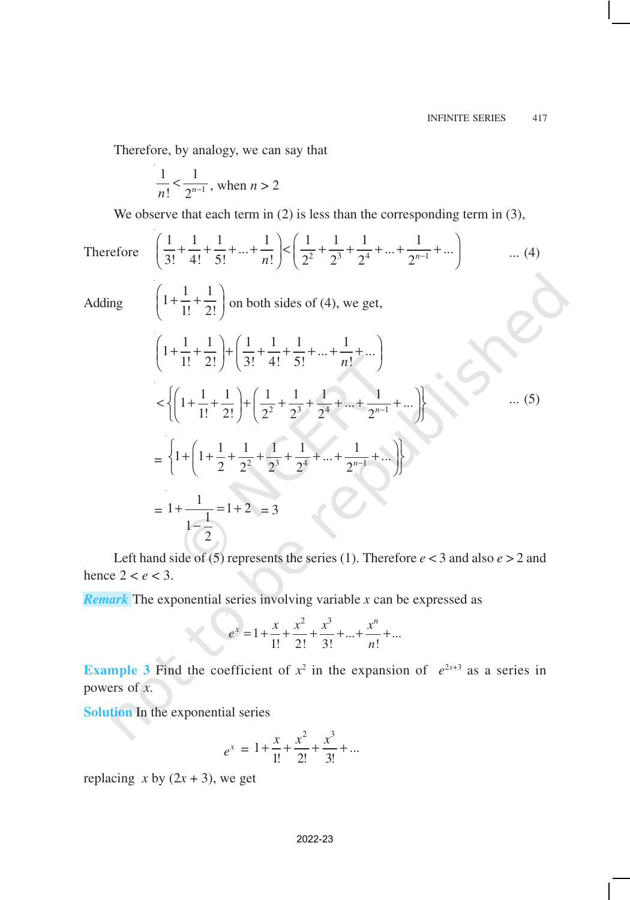Therefore, by analogy, we can say that

$$\frac{1}{n!} < \frac{1}{2^{n-1}}, \text{ when } n > 2$$

We observe that each term in (2) is less than the corresponding term in (3),

Therefore $$\left(\frac{1}{3!}+\frac{1}{4!}+\frac{1}{5!}+...+\frac{1}{n!}\right) < \left(\frac{1}{2^2}+\frac{1}{2^3}+\frac{1}{2^4}+...+\frac{1}{2^{n-1}}+...\right) \quad ... (4)$$

Adding $\left(1+\frac{1}{1!}+\frac{1}{2!}\right)$ on both sides of (4), we get,

$$\left(1+\frac{1}{1!}+\frac{1}{2!}\right)+\left(\frac{1}{3!}+\frac{1}{4!}+\frac{1}{5!}+...+\frac{1}{n!}+...\right)$$

$$< \left\{\left(1+\frac{1}{1!}+\frac{1}{2!}\right)+\left(\frac{1}{2^2}+\frac{1}{2^3}+\frac{1}{2^4}+...+\frac{1}{2^{n-1}}+...\right)\right\} \quad ... (5)$$

$$= \left\{1+\left(1+\frac{1}{2}+\frac{1}{2^2}+\frac{1}{2^3}+\frac{1}{2^4}+...+\frac{1}{2^{n-1}}+...\right)\right\}$$

$$= 1+\frac{1}{1-\frac{1}{2}} = 1+2 = 3$$

Left hand side of (5) represents the series (1). Therefore $e < 3$ and also $e > 2$ and hence $2 < e < 3$.

***Remark*** The exponential series involving variable $x$ can be expressed as

$$e^x = 1+\frac{x}{1!}+\frac{x^2}{2!}+\frac{x^3}{3!}+...+\frac{x^n}{n!}+...$$

**Example 3** Find the coefficient of $x^2$ in the expansion of $e^{2x+3}$ as a series in powers of $x$.

**Solution** In the exponential series

$$e^x = 1+\frac{x}{1!}+\frac{x^2}{2!}+\frac{x^3}{3!}+...$$

replacing $x$ by $(2x + 3)$, we get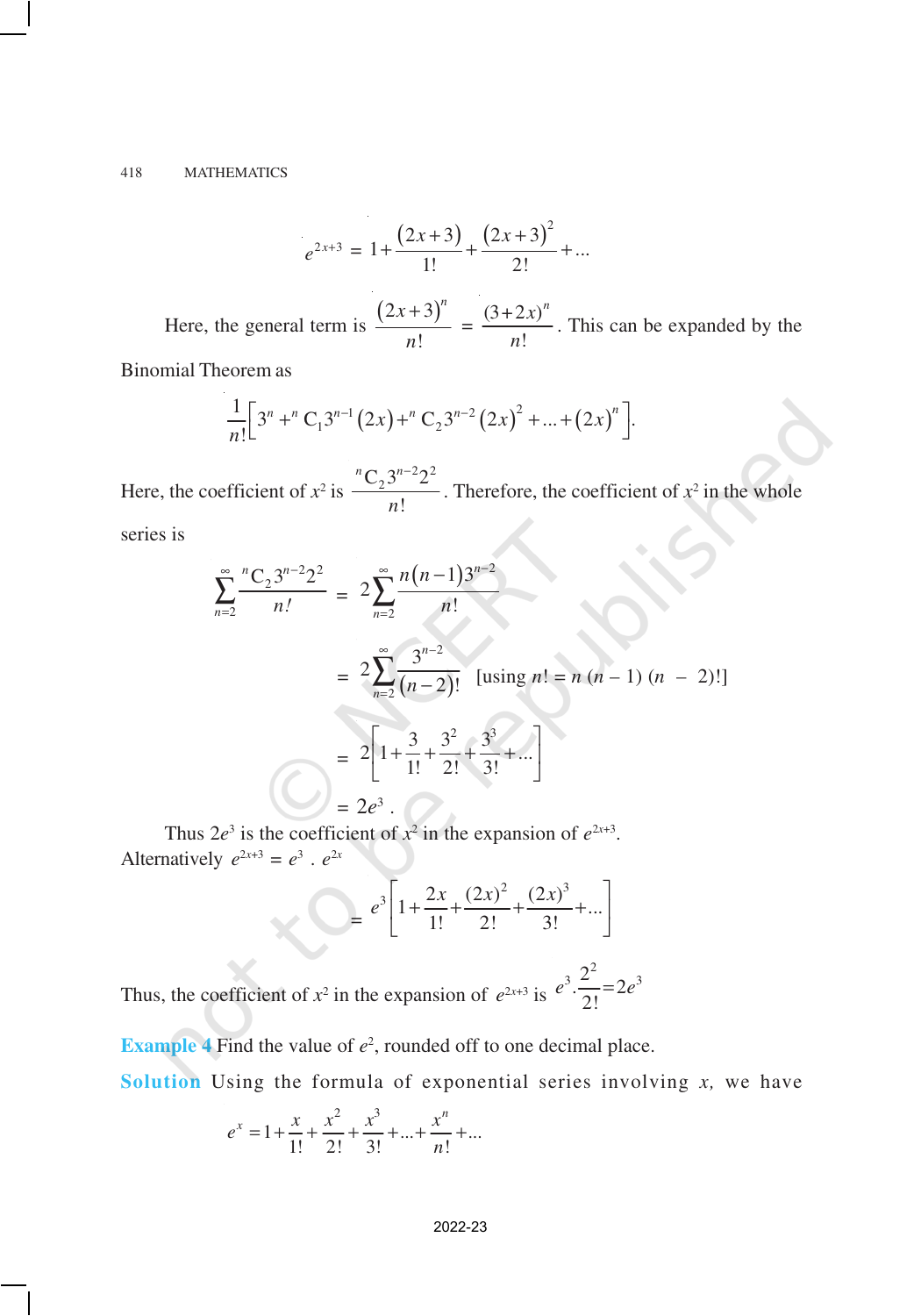$$e^{2x+3} = 1 + \frac{(2x+3)}{1!} + \frac{(2x+3)^2}{2!} + ...$$

Here, the general term is $\frac{(2x+3)^n}{n!} = \frac{(3+2x)^n}{n!}$. This can be expanded by the Binomial Theorem as

$$\frac{1}{n!}\left[3^n + {}^nC_1 3^{n-1}(2x) + {}^nC_2 3^{n-2}(2x)^2 + ... + (2x)^n\right].$$

Here, the coefficient of $x^2$ is $\frac{{}^nC_2 3^{n-2} 2^2}{n!}$. Therefore, the coefficient of $x^2$ in the whole series is

$$\sum_{n=2}^{\infty} \frac{{}^nC_2 3^{n-2} 2^2}{n!} = 2\sum_{n=2}^{\infty} \frac{n(n-1)3^{n-2}}{n!}$$

$$= 2\sum_{n=2}^{\infty} \frac{3^{n-2}}{(n-2)!} \quad \text{[using } n! = n\,(n-1)\,(n-2)!\text{]}$$

$$= 2\left[1 + \frac{3}{1!} + \frac{3^2}{2!} + \frac{3^3}{3!} + ...\right]$$

$$= 2e^3.$$

Thus $2e^3$ is the coefficient of $x^2$ in the expansion of $e^{2x+3}$.

Alternatively $e^{2x+3} = e^3 \cdot e^{2x}$

$$= e^3\left[1 + \frac{2x}{1!} + \frac{(2x)^2}{2!} + \frac{(2x)^3}{3!} + ...\right]$$

Thus, the coefficient of $x^2$ in the expansion of $e^{2x+3}$ is $e^3 \cdot \frac{2^2}{2!} = 2e^3$

**Example 4** Find the value of $e^2$, rounded off to one decimal place.

**Solution** Using the formula of exponential series involving $x$, we have

$$e^x = 1 + \frac{x}{1!} + \frac{x^2}{2!} + \frac{x^3}{3!} + ... + \frac{x^n}{n!} + ...$$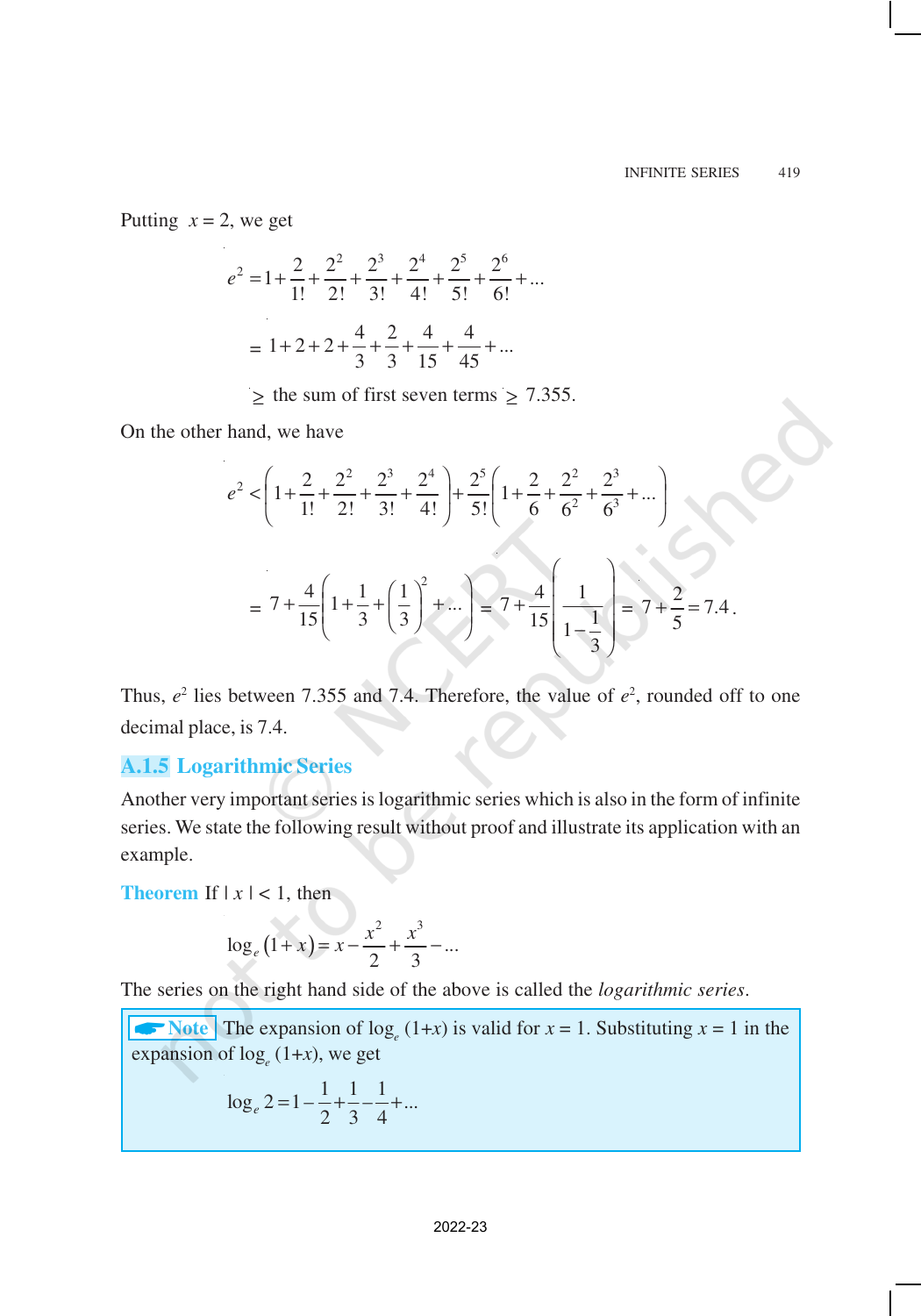Putting $x = 2$, we get

$$e^2 = 1 + \frac{2}{1!} + \frac{2^2}{2!} + \frac{2^3}{3!} + \frac{2^4}{4!} + \frac{2^5}{5!} + \frac{2^6}{6!} + ...$$

$$= 1 + 2 + 2 + \frac{4}{3} + \frac{2}{3} + \frac{4}{15} + \frac{4}{45} + ...$$

$\geq$ the sum of first seven terms $\geq 7.355$.

On the other hand, we have

$$e^2 < \left(1 + \frac{2}{1!} + \frac{2^2}{2!} + \frac{2^3}{3!} + \frac{2^4}{4!}\right) + \frac{2^5}{5!}\left(1 + \frac{2}{6} + \frac{2^2}{6^2} + \frac{2^3}{6^3} + ...\right)$$

$$= 7 + \frac{4}{15}\left(1 + \frac{1}{3} + \left(\frac{1}{3}\right)^2 + ...\right) = 7 + \frac{4}{15}\left(\frac{1}{1 - \frac{1}{3}}\right) = 7 + \frac{2}{5} = 7.4.$$

Thus, $e^2$ lies between 7.355 and 7.4. Therefore, the value of $e^2$, rounded off to one decimal place, is 7.4.

## A.1.5 Logarithmic Series

Another very important series is logarithmic series which is also in the form of infinite series. We state the following result without proof and illustrate its application with an example.

**Theorem** If $|x| < 1$, then

$$\log_e (1 + x) = x - \frac{x^2}{2} + \frac{x^3}{3} - ...$$

The series on the right hand side of the above is called the *logarithmic series*.

**Note** The expansion of $\log_e (1+x)$ is valid for $x = 1$. Substituting $x = 1$ in the expansion of $\log_e (1+x)$, we get

$$\log_e 2 = 1 - \frac{1}{2} + \frac{1}{3} - \frac{1}{4} + ...$$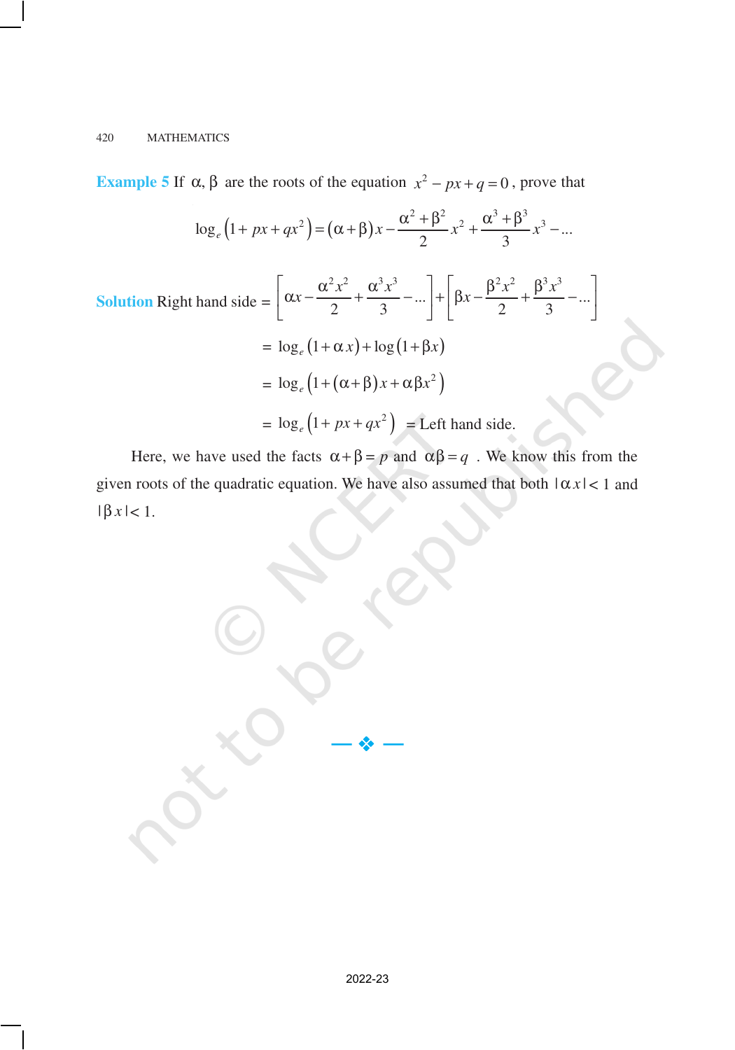**Example 5** If $\alpha, \beta$ are the roots of the equation $x^2 - px + q = 0$, prove that

$$\log_e \left(1 + px + qx^2\right) = (\alpha + \beta)x - \frac{\alpha^2 + \beta^2}{2}x^2 + \frac{\alpha^3 + \beta^3}{3}x^3 - ...$$

**Solution** Right hand side $= \left[\alpha x - \frac{\alpha^2 x^2}{2} + \frac{\alpha^3 x^3}{3} - ...\right] + \left[\beta x - \frac{\beta^2 x^2}{2} + \frac{\beta^3 x^3}{3} - ...\right]$

$$= \log_e (1 + \alpha x) + \log (1 + \beta x)$$

$$= \log_e \left(1 + (\alpha + \beta)x + \alpha\beta x^2\right)$$

$$= \log_e \left(1 + px + qx^2\right) = \text{Left hand side.}$$

Here, we have used the facts $\alpha + \beta = p$ and $\alpha\beta = q$. We know this from the given roots of the quadratic equation. We have also assumed that both $|\alpha x| < 1$ and $|\beta x| < 1$.